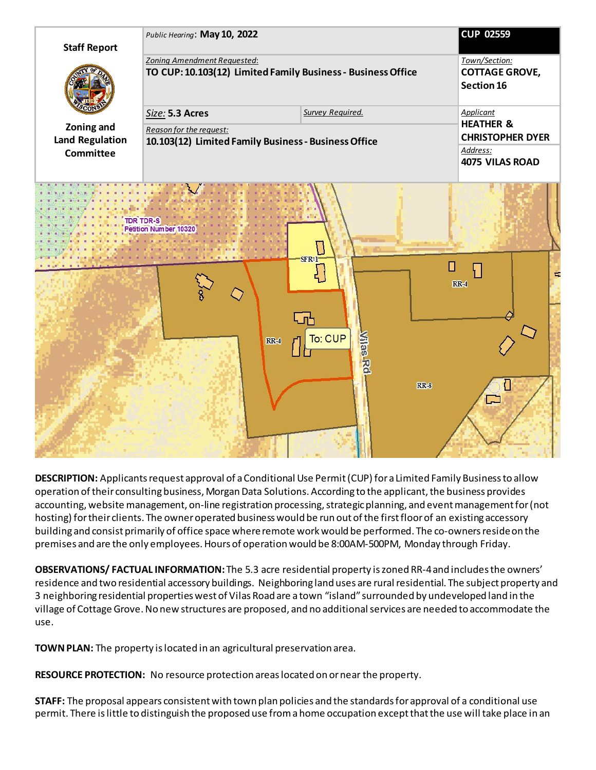| Staff Report | *Public Hearing*: **May 10, 2022** | | **CUP 02559** |
|---|---|---|---|
| **Zoning and Land Regulation Committee** | *Zoning Amendment Requested*: **TO CUP: 10.103(12) Limited Family Business - Business Office** | | *Town/Section:* **COTTAGE GROVE, Section 16** |
| | *Size:* **5.3 Acres** | *Survey Required.* | *Applicant* **HEATHER & CHRISTOPHER DYER** |
| | *Reason for the request:* **10.103(12) Limited Family Business - Business Office** | | *Address:* **4075 VILAS ROAD** |

**DESCRIPTION:** Applicants request approval of a Conditional Use Permit (CUP) for a Limited Family Business to allow operation of their consulting business, Morgan Data Solutions. According to the applicant, the business provides accounting, website management, on-line registration processing, strategic planning, and event management for (not hosting) for their clients. The owner operated business would be run out of the first floor of an existing accessory building and consist primarily of office space where remote work would be performed. The co-owners reside on the premises and are the only employees. Hours of operation would be 8:00AM-500PM, Monday through Friday.

**OBSERVATIONS/ FACTUAL INFORMATION:** The 5.3 acre residential property is zoned RR-4 and includes the owners' residence and two residential accessory buildings. Neighboring land uses are rural residential. The subject property and 3 neighboring residential properties west of Vilas Road are a town "island" surrounded by undeveloped land in the village of Cottage Grove. No new structures are proposed, and no additional services are needed to accommodate the use.

**TOWN PLAN:** The property is located in an agricultural preservation area.

**RESOURCE PROTECTION:** No resource protection areas located on or near the property.

**STAFF:** The proposal appears consistent with town plan policies and the standards for approval of a conditional use permit. There is little to distinguish the proposed use from a home occupation except that the use will take place in an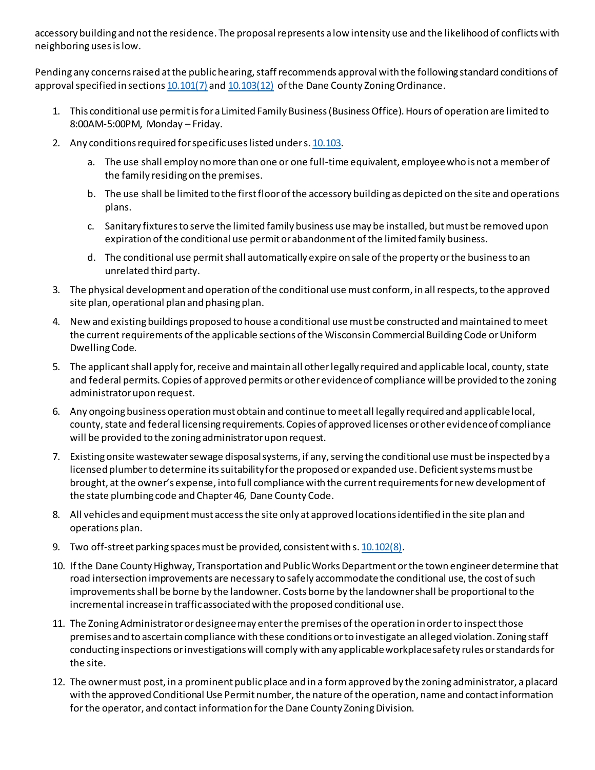accessory building and not the residence. The proposal represents a low intensity use and the likelihood of conflicts with neighboring uses is low.

Pending any concerns raised at the public hearing, staff recommends approval with the following standard conditions of approval specified in sections 10.101(7) and 10.103(12) of the Dane County Zoning Ordinance.

1. This conditional use permit is for a Limited Family Business (Business Office). Hours of operation are limited to 8:00AM-5:00PM, Monday – Friday.
2. Any conditions required for specific uses listed under s. 10.103.
    a. The use shall employ no more than one or one full-time equivalent, employee who is not a member of the family residing on the premises.
    b. The use shall be limited to the first floor of the accessory building as depicted on the site and operations plans.
    c. Sanitary fixtures to serve the limited family business use may be installed, but must be removed upon expiration of the conditional use permit or abandonment of the limited family business.
    d. The conditional use permit shall automatically expire on sale of the property or the business to an unrelated third party.
3. The physical development and operation of the conditional use must conform, in all respects, to the approved site plan, operational plan and phasing plan.
4. New and existing buildings proposed to house a conditional use must be constructed and maintained to meet the current requirements of the applicable sections of the Wisconsin Commercial Building Code or Uniform Dwelling Code.
5. The applicant shall apply for, receive and maintain all other legally required and applicable local, county, state and federal permits. Copies of approved permits or other evidence of compliance will be provided to the zoning administrator upon request.
6. Any ongoing business operation must obtain and continue to meet all legally required and applicable local, county, state and federal licensing requirements. Copies of approved licenses or other evidence of compliance will be provided to the zoning administrator upon request.
7. Existing onsite wastewater sewage disposal systems, if any, serving the conditional use must be inspected by a licensed plumber to determine its suitability for the proposed or expanded use. Deficient systems must be brought, at the owner's expense, into full compliance with the current requirements for new development of the state plumbing code and Chapter 46, Dane County Code.
8. All vehicles and equipment must access the site only at approved locations identified in the site plan and operations plan.
9. Two off-street parking spaces must be provided, consistent with s. 10.102(8).
10. If the Dane County Highway, Transportation and Public Works Department or the town engineer determine that road intersection improvements are necessary to safely accommodate the conditional use, the cost of such improvements shall be borne by the landowner. Costs borne by the landowner shall be proportional to the incremental increase in traffic associated with the proposed conditional use.
11. The Zoning Administrator or designee may enter the premises of the operation in order to inspect those premises and to ascertain compliance with these conditions or to investigate an alleged violation. Zoning staff conducting inspections or investigations will comply with any applicable workplace safety rules or standards for the site.
12. The owner must post, in a prominent public place and in a form approved by the zoning administrator, a placard with the approved Conditional Use Permit number, the nature of the operation, name and contact information for the operator, and contact information for the Dane County Zoning Division.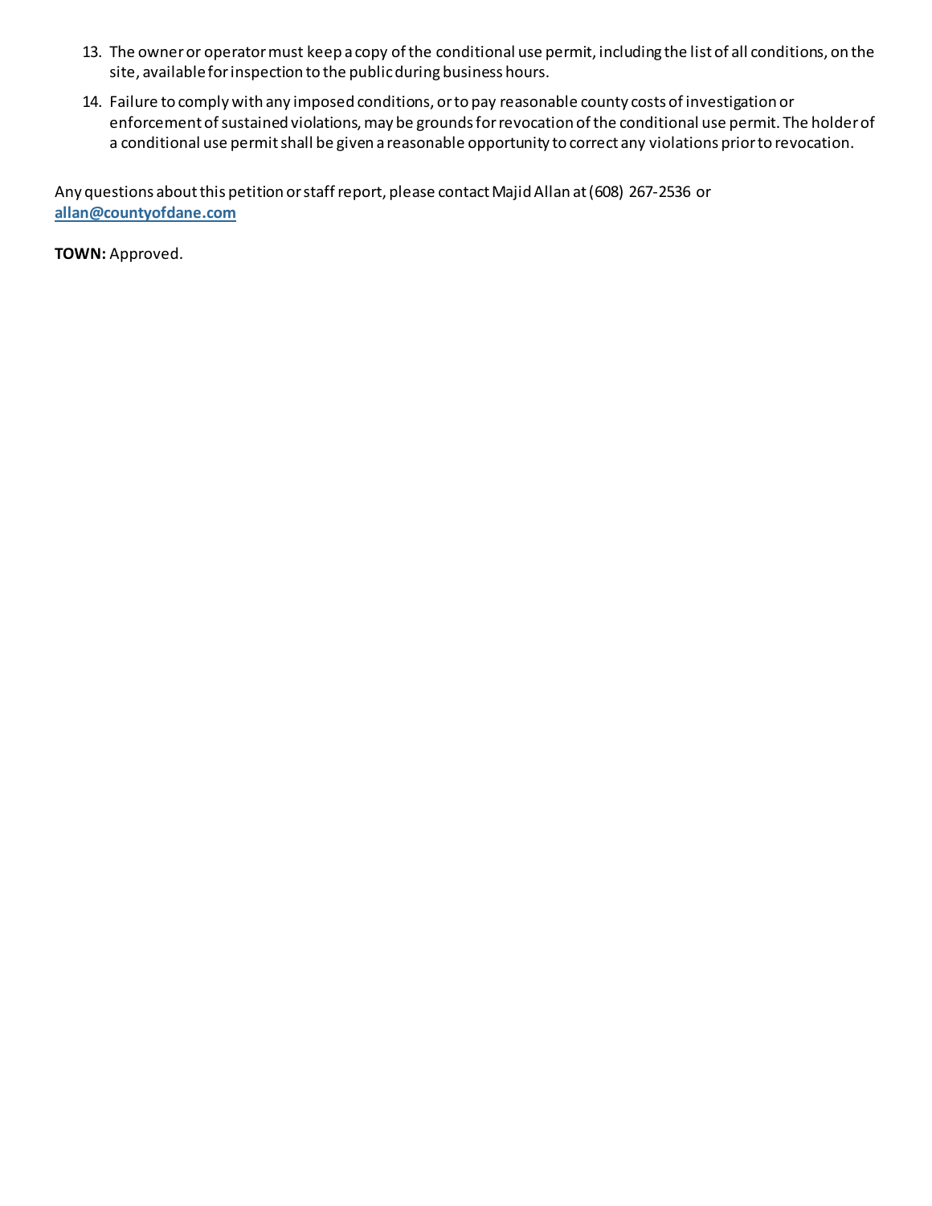13. The owner or operator must keep a copy of the conditional use permit, including the list of all conditions, on the site, available for inspection to the public during business hours.
14. Failure to comply with any imposed conditions, or to pay reasonable county costs of investigation or enforcement of sustained violations, may be grounds for revocation of the conditional use permit. The holder of a conditional use permit shall be given a reasonable opportunity to correct any violations prior to revocation.

Any questions about this petition or staff report, please contact Majid Allan at (608) 267-2536 or **allan@countyofdane.com**

**TOWN:** Approved.